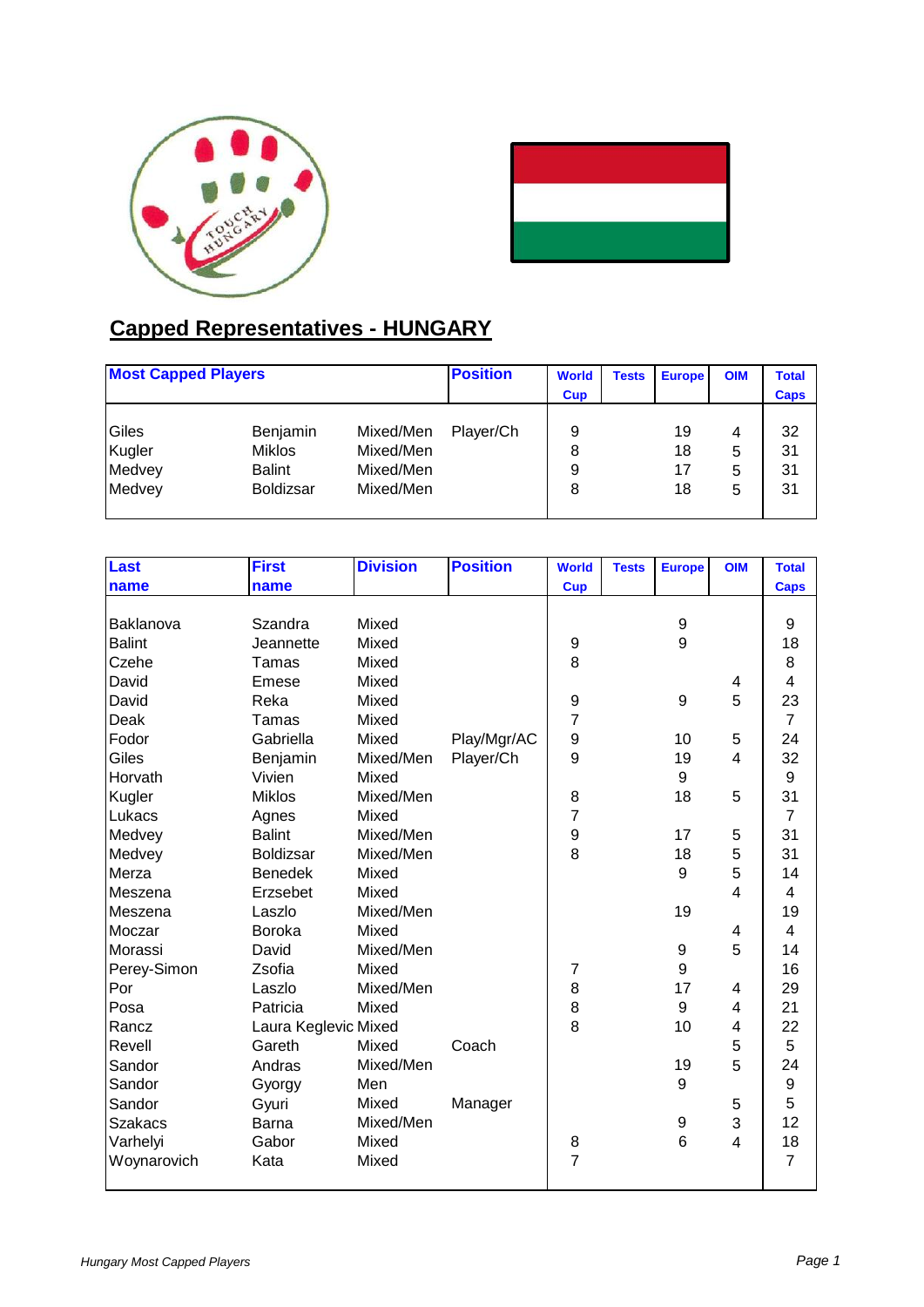## Capped Representatives - HUNGARY

| Most Capped Players | | | Position | World Cup | Tests | Europe | OIM | Total Caps |
|---|---|---|---|---|---|---|---|---|
| Giles | Benjamin | Mixed/Men | Player/Ch | 9 | | 19 | 4 | 32 |
| Kugler | Miklos | Mixed/Men | | 8 | | 18 | 5 | 31 |
| Medvey | Balint | Mixed/Men | | 9 | | 17 | 5 | 31 |
| Medvey | Boldizsar | Mixed/Men | | 8 | | 18 | 5 | 31 |

| Last name | First name | Division | Position | World Cup | Tests | Europe | OIM | Total Caps |
|---|---|---|---|---|---|---|---|---|
| Baklanova | Szandra | Mixed | | | | 9 | | 9 |
| Balint | Jeannette | Mixed | | 9 | | 9 | | 18 |
| Czehe | Tamas | Mixed | | 8 | | | | 8 |
| David | Emese | Mixed | | | | | 4 | 4 |
| David | Reka | Mixed | | 9 | | 9 | 5 | 23 |
| Deak | Tamas | Mixed | | 7 | | | | 7 |
| Fodor | Gabriella | Mixed | Play/Mgr/AC | 9 | | 10 | 5 | 24 |
| Giles | Benjamin | Mixed/Men | Player/Ch | 9 | | 19 | 4 | 32 |
| Horvath | Vivien | Mixed | | | | 9 | | 9 |
| Kugler | Miklos | Mixed/Men | | 8 | | 18 | 5 | 31 |
| Lukacs | Agnes | Mixed | | 7 | | | | 7 |
| Medvey | Balint | Mixed/Men | | 9 | | 17 | 5 | 31 |
| Medvey | Boldizsar | Mixed/Men | | 8 | | 18 | 5 | 31 |
| Merza | Benedek | Mixed | | | | 9 | 5 | 14 |
| Meszena | Erzsebet | Mixed | | | | | 4 | 4 |
| Meszena | Laszlo | Mixed/Men | | | | 19 | | 19 |
| Moczar | Boroka | Mixed | | | | | 4 | 4 |
| Morassi | David | Mixed/Men | | | | 9 | 5 | 14 |
| Perey-Simon | Zsofia | Mixed | | 7 | | 9 | | 16 |
| Por | Laszlo | Mixed/Men | | 8 | | 17 | 4 | 29 |
| Posa | Patricia | Mixed | | 8 | | 9 | 4 | 21 |
| Rancz | Laura Keglevic | Mixed | | 8 | | 10 | 4 | 22 |
| Revell | Gareth | Mixed | Coach | | | | 5 | 5 |
| Sandor | Andras | Mixed/Men | | | | 19 | 5 | 24 |
| Sandor | Gyorgy | Men | | | | 9 | | 9 |
| Sandor | Gyuri | Mixed | Manager | | | | 5 | 5 |
| Szakacs | Barna | Mixed/Men | | | | 9 | 3 | 12 |
| Varhelyi | Gabor | Mixed | | 8 | | 6 | 4 | 18 |
| Woynarovich | Kata | Mixed | | 7 | | | | 7 |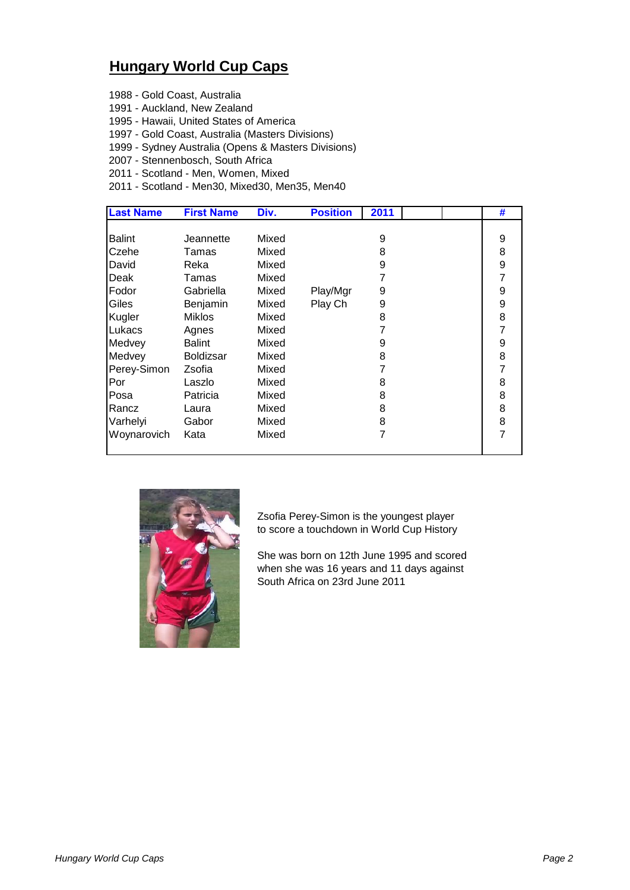## Hungary World Cup Caps

1988 - Gold Coast, Australia
1991 - Auckland, New Zealand
1995 - Hawaii, United States of America
1997 - Gold Coast, Australia (Masters Divisions)
1999 - Sydney Australia (Opens & Masters Divisions)
2007 - Stennenbosch, South Africa
2011 - Scotland - Men, Women, Mixed
2011 - Scotland - Men30, Mixed30, Men35, Men40

| Last Name | First Name | Div. | Position | 2011 | | | # |
|---|---|---|---|---|---|---|---|
| Balint | Jeannette | Mixed | | 9 | | | 9 |
| Czehe | Tamas | Mixed | | 8 | | | 8 |
| David | Reka | Mixed | | 9 | | | 9 |
| Deak | Tamas | Mixed | | 7 | | | 7 |
| Fodor | Gabriella | Mixed | Play/Mgr | 9 | | | 9 |
| Giles | Benjamin | Mixed | Play Ch | 9 | | | 9 |
| Kugler | Miklos | Mixed | | 8 | | | 8 |
| Lukacs | Agnes | Mixed | | 7 | | | 7 |
| Medvey | Balint | Mixed | | 9 | | | 9 |
| Medvey | Boldizsar | Mixed | | 8 | | | 8 |
| Perey-Simon | Zsofia | Mixed | | 7 | | | 7 |
| Por | Laszlo | Mixed | | 8 | | | 8 |
| Posa | Patricia | Mixed | | 8 | | | 8 |
| Rancz | Laura | Mixed | | 8 | | | 8 |
| Varhelyi | Gabor | Mixed | | 8 | | | 8 |
| Woynarovich | Kata | Mixed | | 7 | | | 7 |

Zsofia Perey-Simon is the youngest player to score a touchdown in World Cup History

She was born on 12th June 1995 and scored when she was 16 years and 11 days against South Africa on 23rd June 2011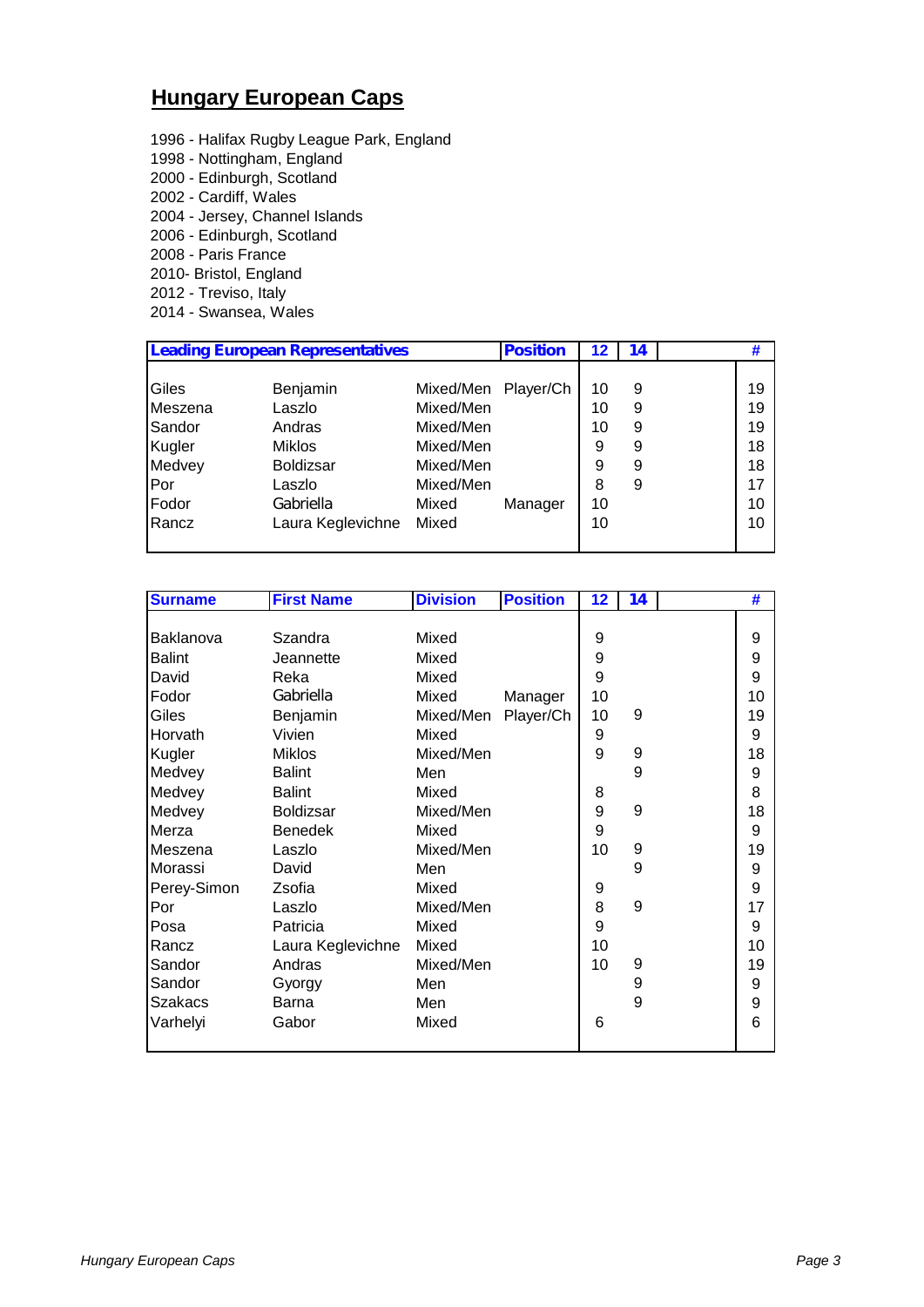# Hungary European Caps

1996 - Halifax Rugby League Park, England
1998 - Nottingham, England
2000 - Edinburgh, Scotland
2002 - Cardiff, Wales
2004 - Jersey, Channel Islands
2006 - Edinburgh, Scotland
2008 - Paris France
2010- Bristol, England
2012 - Treviso, Italy
2014 - Swansea, Wales

| Leading European Representatives | | | Position | 12 | 14 | | # |
|---|---|---|---|---|---|---|---|
| Giles | Benjamin | Mixed/Men | Player/Ch | 10 | 9 | | 19 |
| Meszena | Laszlo | Mixed/Men | | 10 | 9 | | 19 |
| Sandor | Andras | Mixed/Men | | 10 | 9 | | 19 |
| Kugler | Miklos | Mixed/Men | | 9 | 9 | | 18 |
| Medvey | Boldizsar | Mixed/Men | | 9 | 9 | | 18 |
| Por | Laszlo | Mixed/Men | | 8 | 9 | | 17 |
| Fodor | Gabriella | Mixed | Manager | 10 | | | 10 |
| Rancz | Laura Keglevichne | Mixed | | 10 | | | 10 |

| Surname | First Name | Division | Position | 12 | 14 | | # |
|---|---|---|---|---|---|---|---|
| Baklanova | Szandra | Mixed | | 9 | | | 9 |
| Balint | Jeannette | Mixed | | 9 | | | 9 |
| David | Reka | Mixed | | 9 | | | 9 |
| Fodor | Gabriella | Mixed | Manager | 10 | | | 10 |
| Giles | Benjamin | Mixed/Men | Player/Ch | 10 | 9 | | 19 |
| Horvath | Vivien | Mixed | | 9 | | | 9 |
| Kugler | Miklos | Mixed/Men | | 9 | 9 | | 18 |
| Medvey | Balint | Men | | | 9 | | 9 |
| Medvey | Balint | Mixed | | 8 | | | 8 |
| Medvey | Boldizsar | Mixed/Men | | 9 | 9 | | 18 |
| Merza | Benedek | Mixed | | 9 | | | 9 |
| Meszena | Laszlo | Mixed/Men | | 10 | 9 | | 19 |
| Morassi | David | Men | | | 9 | | 9 |
| Perey-Simon | Zsofia | Mixed | | 9 | | | 9 |
| Por | Laszlo | Mixed/Men | | 8 | 9 | | 17 |
| Posa | Patricia | Mixed | | 9 | | | 9 |
| Rancz | Laura Keglevichne | Mixed | | 10 | | | 10 |
| Sandor | Andras | Mixed/Men | | 10 | 9 | | 19 |
| Sandor | Gyorgy | Men | | | 9 | | 9 |
| Szakacs | Barna | Men | | | 9 | | 9 |
| Varhelyi | Gabor | Mixed | | 6 | | | 6 |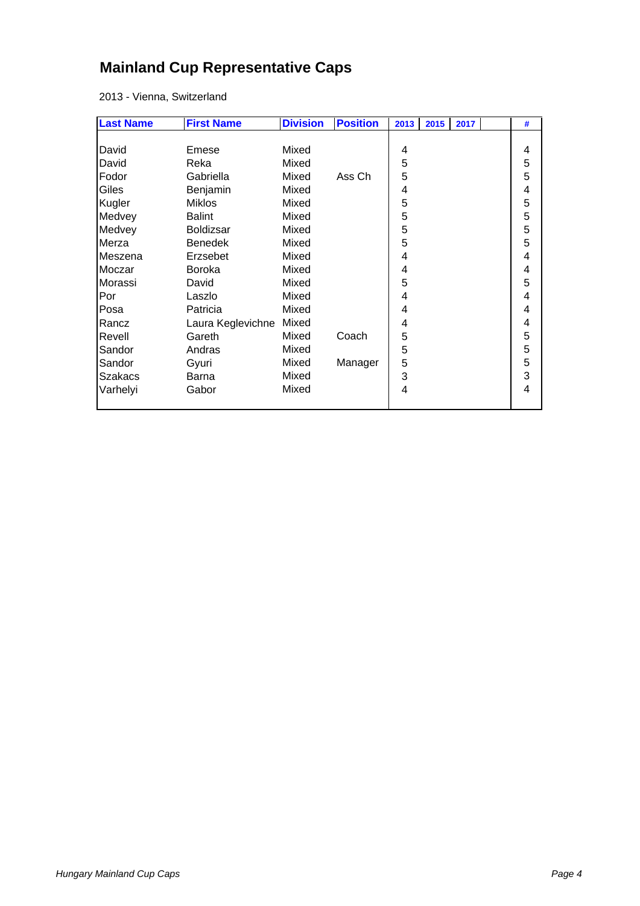## Mainland Cup Representative Caps

2013 - Vienna, Switzerland

| Last Name | First Name | Division | Position | 2013 | 2015 | 2017 | | # |
|---|---|---|---|---|---|---|---|---|
| David | Emese | Mixed | | 4 | | | | 4 |
| David | Reka | Mixed | | 5 | | | | 5 |
| Fodor | Gabriella | Mixed | Ass Ch | 5 | | | | 5 |
| Giles | Benjamin | Mixed | | 4 | | | | 4 |
| Kugler | Miklos | Mixed | | 5 | | | | 5 |
| Medvey | Balint | Mixed | | 5 | | | | 5 |
| Medvey | Boldizsar | Mixed | | 5 | | | | 5 |
| Merza | Benedek | Mixed | | 5 | | | | 5 |
| Meszena | Erzsebet | Mixed | | 4 | | | | 4 |
| Moczar | Boroka | Mixed | | 4 | | | | 4 |
| Morassi | David | Mixed | | 5 | | | | 5 |
| Por | Laszlo | Mixed | | 4 | | | | 4 |
| Posa | Patricia | Mixed | | 4 | | | | 4 |
| Rancz | Laura Keglevichne | Mixed | | 4 | | | | 4 |
| Revell | Gareth | Mixed | Coach | 5 | | | | 5 |
| Sandor | Andras | Mixed | | 5 | | | | 5 |
| Sandor | Gyuri | Mixed | Manager | 5 | | | | 5 |
| Szakacs | Barna | Mixed | | 3 | | | | 3 |
| Varhelyi | Gabor | Mixed | | 4 | | | | 4 |